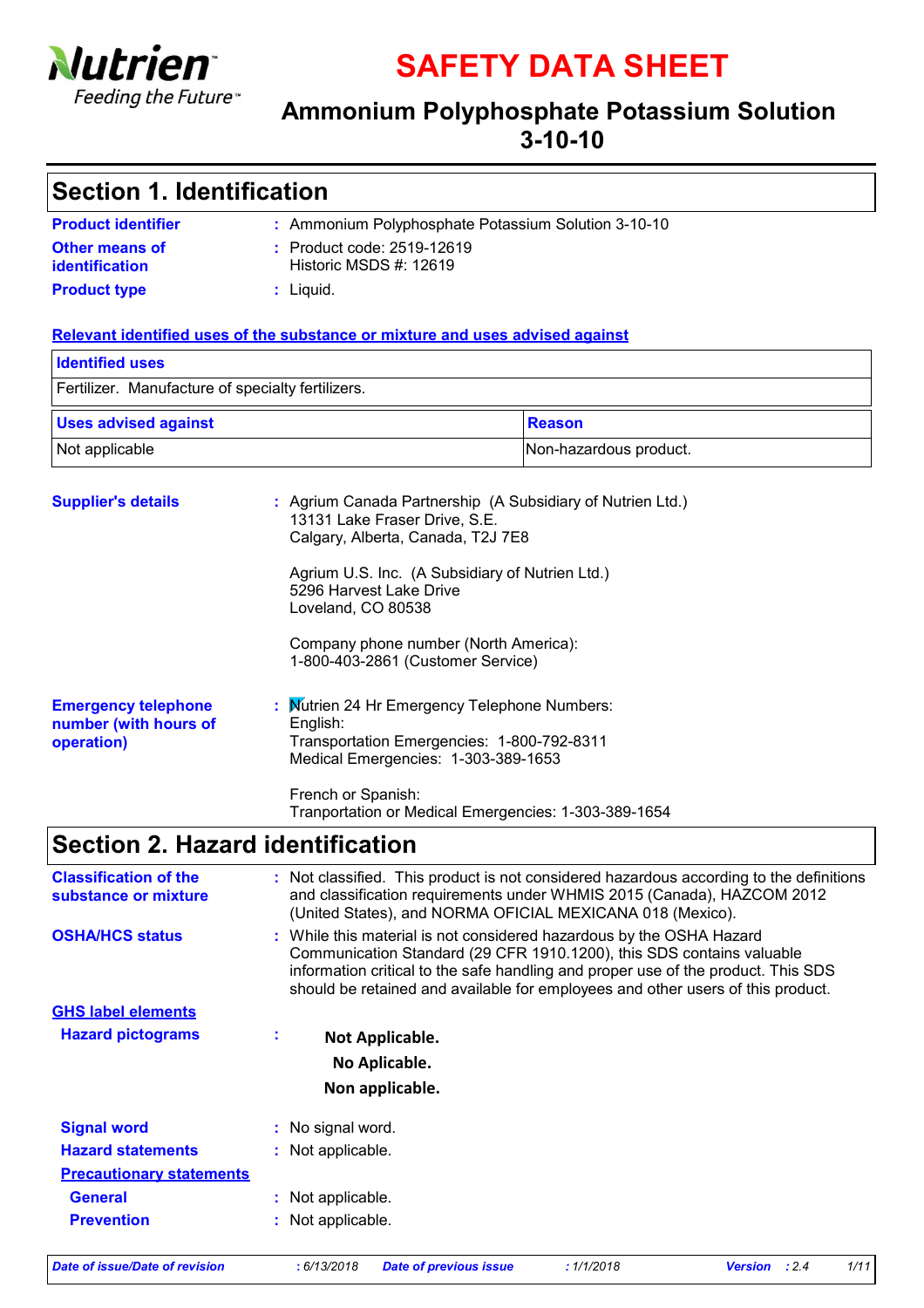# SAFETY DATA SHEET

## Ammonium Polyphosphate Potassium Solution 3-10-10

## Section 1. Identification

**Product identifier** : Ammonium Polyphosphate Potassium Solution 3-10-10

**Other means of identification** : Product code: 2519-12619
Historic MSDS #: 12619

**Product type** : Liquid.

**Relevant identified uses of the substance or mixture and uses advised against**

| Identified uses | |
|---|---|
| Fertilizer. Manufacture of specialty fertilizers. | |

| Uses advised against | Reason |
|---|---|
| Not applicable | Non-hazardous product. |

**Supplier's details** : Agrium Canada Partnership (A Subsidiary of Nutrien Ltd.)
13131 Lake Fraser Drive, S.E.
Calgary, Alberta, Canada, T2J 7E8

Agrium U.S. Inc. (A Subsidiary of Nutrien Ltd.)
5296 Harvest Lake Drive
Loveland, CO 80538

Company phone number (North America):
1-800-403-2861 (Customer Service)

**Emergency telephone number (with hours of operation)** : Nutrien 24 Hr Emergency Telephone Numbers:
English:
Transportation Emergencies: 1-800-792-8311
Medical Emergencies: 1-303-389-1653

French or Spanish:
Tranportation or Medical Emergencies: 1-303-389-1654

## Section 2. Hazard identification

**Classification of the substance or mixture** : Not classified. This product is not considered hazardous according to the definitions and classification requirements under WHMIS 2015 (Canada), HAZCOM 2012 (United States), and NORMA OFICIAL MEXICANA 018 (Mexico).

**OSHA/HCS status** : While this material is not considered hazardous by the OSHA Hazard Communication Standard (29 CFR 1910.1200), this SDS contains valuable information critical to the safe handling and proper use of the product. This SDS should be retained and available for employees and other users of this product.

**GHS label elements**

**Hazard pictograms** :

**Not Applicable.**
**No Aplicable.**
**Non applicable.**

**Signal word** : No signal word.

**Hazard statements** : Not applicable.

**Precautionary statements**

**General** : Not applicable.

**Prevention** : Not applicable.

*Date of issue/Date of revision* : 6/13/2018 *Date of previous issue* : 1/1/2018 *Version* : 2.4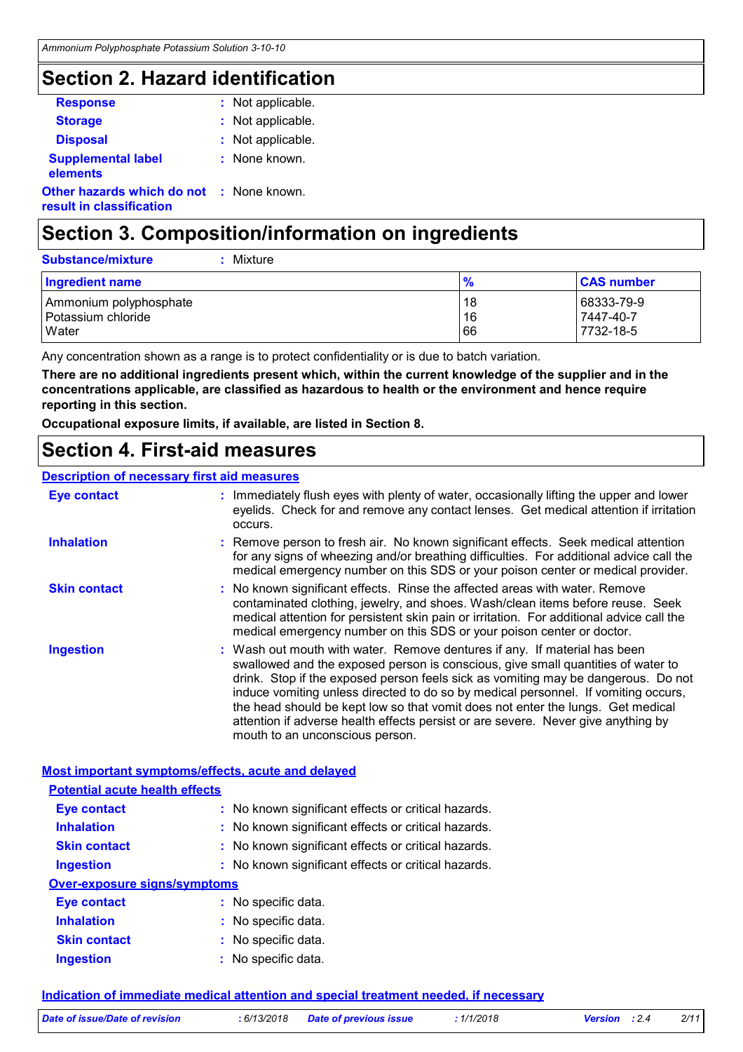## Section 2. Hazard identification

**Response** : Not applicable.

**Storage** : Not applicable.

**Disposal** : Not applicable.

**Supplemental label elements** : None known.

**Other hazards which do not result in classification** : None known.

## Section 3. Composition/information on ingredients

**Substance/mixture** : Mixture

| Ingredient name | % | CAS number |
|---|---|---|
| Ammonium polyphosphate | 18 | 68333-79-9 |
| Potassium chloride | 16 | 7447-40-7 |
| Water | 66 | 7732-18-5 |

Any concentration shown as a range is to protect confidentiality or is due to batch variation.

**There are no additional ingredients present which, within the current knowledge of the supplier and in the concentrations applicable, are classified as hazardous to health or the environment and hence require reporting in this section.**

**Occupational exposure limits, if available, are listed in Section 8.**

## Section 4. First-aid measures

### Description of necessary first aid measures

**Eye contact** : Immediately flush eyes with plenty of water, occasionally lifting the upper and lower eyelids. Check for and remove any contact lenses. Get medical attention if irritation occurs.

**Inhalation** : Remove person to fresh air. No known significant effects. Seek medical attention for any signs of wheezing and/or breathing difficulties. For additional advice call the medical emergency number on this SDS or your poison center or medical provider.

**Skin contact** : No known significant effects. Rinse the affected areas with water. Remove contaminated clothing, jewelry, and shoes. Wash/clean items before reuse. Seek medical attention for persistent skin pain or irritation. For additional advice call the medical emergency number on this SDS or your poison center or doctor.

**Ingestion** : Wash out mouth with water. Remove dentures if any. If material has been swallowed and the exposed person is conscious, give small quantities of water to drink. Stop if the exposed person feels sick as vomiting may be dangerous. Do not induce vomiting unless directed to do so by medical personnel. If vomiting occurs, the head should be kept low so that vomit does not enter the lungs. Get medical attention if adverse health effects persist or are severe. Never give anything by mouth to an unconscious person.

### Most important symptoms/effects, acute and delayed

#### Potential acute health effects

**Eye contact** : No known significant effects or critical hazards.

**Inhalation** : No known significant effects or critical hazards.

**Skin contact** : No known significant effects or critical hazards.

**Ingestion** : No known significant effects or critical hazards.

#### Over-exposure signs/symptoms

**Eye contact** : No specific data.

**Inhalation** : No specific data.

**Skin contact** : No specific data.

**Ingestion** : No specific data.

### Indication of immediate medical attention and special treatment needed, if necessary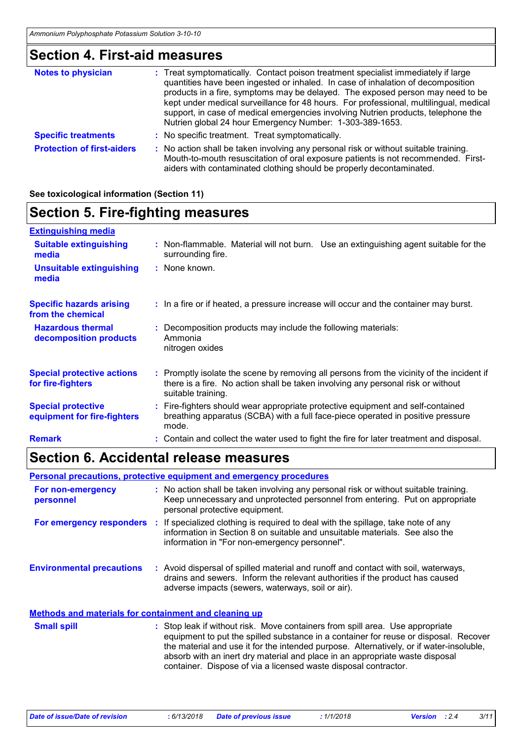## Section 4. First-aid measures

**Notes to physician** : Treat symptomatically. Contact poison treatment specialist immediately if large quantities have been ingested or inhaled. In case of inhalation of decomposition products in a fire, symptoms may be delayed. The exposed person may need to be kept under medical surveillance for 48 hours. For professional, multilingual, medical support, in case of medical emergencies involving Nutrien products, telephone the Nutrien global 24 hour Emergency Number: 1-303-389-1653.

**Specific treatments** : No specific treatment. Treat symptomatically.

**Protection of first-aiders** : No action shall be taken involving any personal risk or without suitable training. Mouth-to-mouth resuscitation of oral exposure patients is not recommended. First-aiders with contaminated clothing should be properly decontaminated.

**See toxicological information (Section 11)**

## Section 5. Fire-fighting measures

**Extinguishing media**

**Suitable extinguishing media** : Non-flammable. Material will not burn. Use an extinguishing agent suitable for the surrounding fire.

**Unsuitable extinguishing media** : None known.

**Specific hazards arising from the chemical** : In a fire or if heated, a pressure increase will occur and the container may burst.

**Hazardous thermal decomposition products** : Decomposition products may include the following materials:
Ammonia
nitrogen oxides

**Special protective actions for fire-fighters** : Promptly isolate the scene by removing all persons from the vicinity of the incident if there is a fire. No action shall be taken involving any personal risk or without suitable training.

**Special protective equipment for fire-fighters** : Fire-fighters should wear appropriate protective equipment and self-contained breathing apparatus (SCBA) with a full face-piece operated in positive pressure mode.

**Remark** : Contain and collect the water used to fight the fire for later treatment and disposal.

## Section 6. Accidental release measures

**Personal precautions, protective equipment and emergency procedures**

**For non-emergency personnel** : No action shall be taken involving any personal risk or without suitable training. Keep unnecessary and unprotected personnel from entering. Put on appropriate personal protective equipment.

**For emergency responders** : If specialized clothing is required to deal with the spillage, take note of any information in Section 8 on suitable and unsuitable materials. See also the information in "For non-emergency personnel".

**Environmental precautions** : Avoid dispersal of spilled material and runoff and contact with soil, waterways, drains and sewers. Inform the relevant authorities if the product has caused adverse impacts (sewers, waterways, soil or air).

**Methods and materials for containment and cleaning up**

**Small spill** : Stop leak if without risk. Move containers from spill area. Use appropriate equipment to put the spilled substance in a container for reuse or disposal. Recover the material and use it for the intended purpose. Alternatively, or if water-insoluble, absorb with an inert dry material and place in an appropriate waste disposal container. Dispose of via a licensed waste disposal contractor.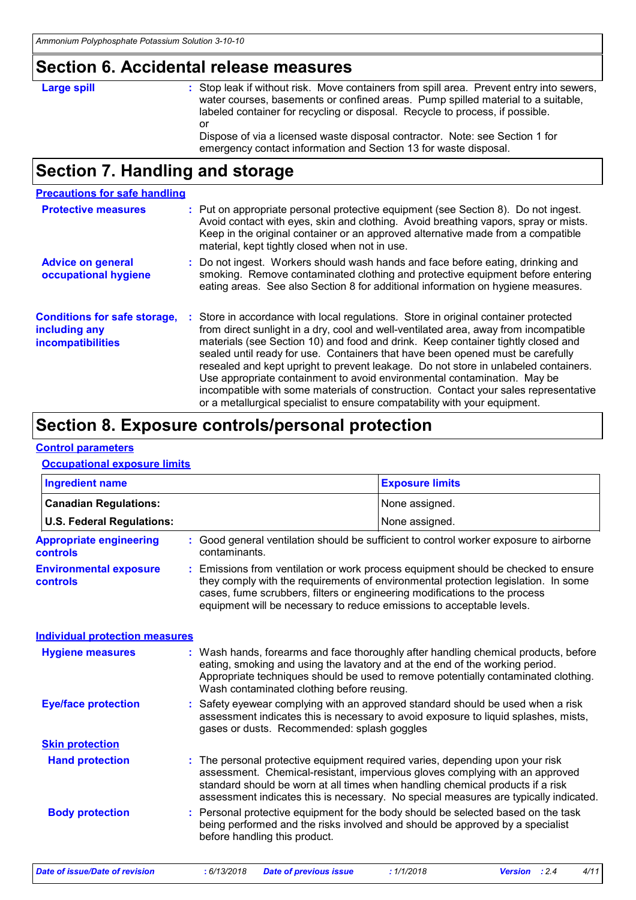## Section 6. Accidental release measures

**Large spill** : Stop leak if without risk. Move containers from spill area. Prevent entry into sewers, water courses, basements or confined areas. Pump spilled material to a suitable, labeled container for recycling or disposal. Recycle to process, if possible.
or
Dispose of via a licensed waste disposal contractor. Note: see Section 1 for emergency contact information and Section 13 for waste disposal.

## Section 7. Handling and storage

### Precautions for safe handling

**Protective measures** : Put on appropriate personal protective equipment (see Section 8). Do not ingest. Avoid contact with eyes, skin and clothing. Avoid breathing vapors, spray or mists. Keep in the original container or an approved alternative made from a compatible material, kept tightly closed when not in use.

**Advice on general occupational hygiene** : Do not ingest. Workers should wash hands and face before eating, drinking and smoking. Remove contaminated clothing and protective equipment before entering eating areas. See also Section 8 for additional information on hygiene measures.

**Conditions for safe storage, including any incompatibilities** : Store in accordance with local regulations. Store in original container protected from direct sunlight in a dry, cool and well-ventilated area, away from incompatible materials (see Section 10) and food and drink. Keep container tightly closed and sealed until ready for use. Containers that have been opened must be carefully resealed and kept upright to prevent leakage. Do not store in unlabeled containers. Use appropriate containment to avoid environmental contamination. May be incompatible with some materials of construction. Contact your sales representative or a metallurgical specialist to ensure compatibility with your equipment.

## Section 8. Exposure controls/personal protection

### Control parameters

#### Occupational exposure limits

| Ingredient name | Exposure limits |
|---|---|
| **Canadian Regulations:** | None assigned. |
| **U.S. Federal Regulations:** | None assigned. |

**Appropriate engineering controls** : Good general ventilation should be sufficient to control worker exposure to airborne contaminants.

**Environmental exposure controls** : Emissions from ventilation or work process equipment should be checked to ensure they comply with the requirements of environmental protection legislation. In some cases, fume scrubbers, filters or engineering modifications to the process equipment will be necessary to reduce emissions to acceptable levels.

### Individual protection measures

**Hygiene measures** : Wash hands, forearms and face thoroughly after handling chemical products, before eating, smoking and using the lavatory and at the end of the working period. Appropriate techniques should be used to remove potentially contaminated clothing. Wash contaminated clothing before reusing.

**Eye/face protection** : Safety eyewear complying with an approved standard should be used when a risk assessment indicates this is necessary to avoid exposure to liquid splashes, mists, gases or dusts. Recommended: splash goggles

#### Skin protection

**Hand protection** : The personal protective equipment required varies, depending upon your risk assessment. Chemical-resistant, impervious gloves complying with an approved standard should be worn at all times when handling chemical products if a risk assessment indicates this is necessary. No special measures are typically indicated.

**Body protection** : Personal protective equipment for the body should be selected based on the task being performed and the risks involved and should be approved by a specialist before handling this product.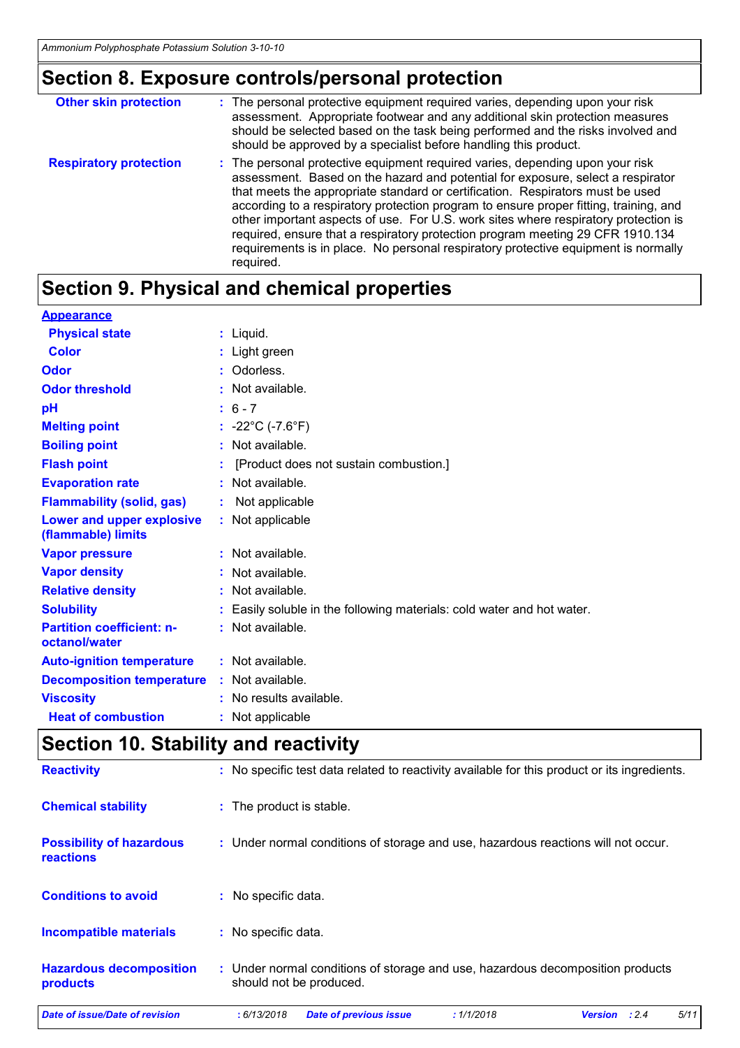## Section 8. Exposure controls/personal protection

| | |
|---|---|
| **Other skin protection** | : The personal protective equipment required varies, depending upon your risk assessment. Appropriate footwear and any additional skin protection measures should be selected based on the task being performed and the risks involved and should be approved by a specialist before handling this product. |
| **Respiratory protection** | : The personal protective equipment required varies, depending upon your risk assessment. Based on the hazard and potential for exposure, select a respirator that meets the appropriate standard or certification. Respirators must be used according to a respiratory protection program to ensure proper fitting, training, and other important aspects of use. For U.S. work sites where respiratory protection is required, ensure that a respiratory protection program meeting 29 CFR 1910.134 requirements is in place. No personal respiratory protective equipment is normally required. |

## Section 9. Physical and chemical properties

**Appearance**

| | |
|---|---|
| **Physical state** | : Liquid. |
| **Color** | : Light green |
| **Odor** | : Odorless. |
| **Odor threshold** | : Not available. |
| **pH** | : 6 - 7 |
| **Melting point** | : -22°C (-7.6°F) |
| **Boiling point** | : Not available. |
| **Flash point** | : [Product does not sustain combustion.] |
| **Evaporation rate** | : Not available. |
| **Flammability (solid, gas)** | : Not applicable |
| **Lower and upper explosive (flammable) limits** | : Not applicable |
| **Vapor pressure** | : Not available. |
| **Vapor density** | : Not available. |
| **Relative density** | : Not available. |
| **Solubility** | : Easily soluble in the following materials: cold water and hot water. |
| **Partition coefficient: n-octanol/water** | : Not available. |
| **Auto-ignition temperature** | : Not available. |
| **Decomposition temperature** | : Not available. |
| **Viscosity** | : No results available. |
| **Heat of combustion** | : Not applicable |

## Section 10. Stability and reactivity

| | |
|---|---|
| **Reactivity** | : No specific test data related to reactivity available for this product or its ingredients. |
| **Chemical stability** | : The product is stable. |
| **Possibility of hazardous reactions** | : Under normal conditions of storage and use, hazardous reactions will not occur. |
| **Conditions to avoid** | : No specific data. |
| **Incompatible materials** | : No specific data. |
| **Hazardous decomposition products** | : Under normal conditions of storage and use, hazardous decomposition products should not be produced. |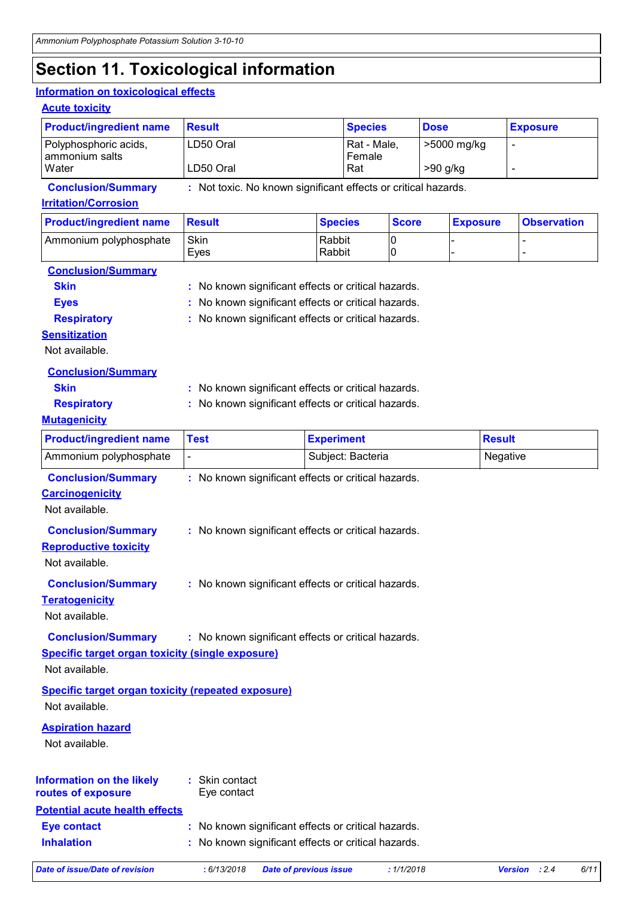# Section 11. Toxicological information

## Information on toxicological effects

### Acute toxicity

| Product/ingredient name | Result | Species | Dose | Exposure |
|---|---|---|---|---|
| Polyphosphoric acids, ammonium salts | LD50 Oral | Rat - Male, Female | >5000 mg/kg | - |
| Water | LD50 Oral | Rat | >90 g/kg | - |

**Conclusion/Summary** : Not toxic. No known significant effects or critical hazards.

### Irritation/Corrosion

| Product/ingredient name | Result | Species | Score | Exposure | Observation |
|---|---|---|---|---|---|
| Ammonium polyphosphate | Skin | Rabbit | 0 | - | - |
| | Eyes | Rabbit | 0 | - | - |

**Conclusion/Summary**

**Skin** : No known significant effects or critical hazards.

**Eyes** : No known significant effects or critical hazards.

**Respiratory** : No known significant effects or critical hazards.

### Sensitization

Not available.

**Conclusion/Summary**

**Skin** : No known significant effects or critical hazards.

**Respiratory** : No known significant effects or critical hazards.

### Mutagenicity

| Product/ingredient name | Test | Experiment | Result |
|---|---|---|---|
| Ammonium polyphosphate | - | Subject: Bacteria | Negative |

**Conclusion/Summary** : No known significant effects or critical hazards.

### Carcinogenicity

Not available.

**Conclusion/Summary** : No known significant effects or critical hazards.

### Reproductive toxicity

Not available.

**Conclusion/Summary** : No known significant effects or critical hazards.

### Teratogenicity

Not available.

**Conclusion/Summary** : No known significant effects or critical hazards.

### Specific target organ toxicity (single exposure)

Not available.

### Specific target organ toxicity (repeated exposure)

Not available.

### Aspiration hazard

Not available.

**Information on the likely routes of exposure** : Skin contact
Eye contact

### Potential acute health effects

**Eye contact** : No known significant effects or critical hazards.

**Inhalation** : No known significant effects or critical hazards.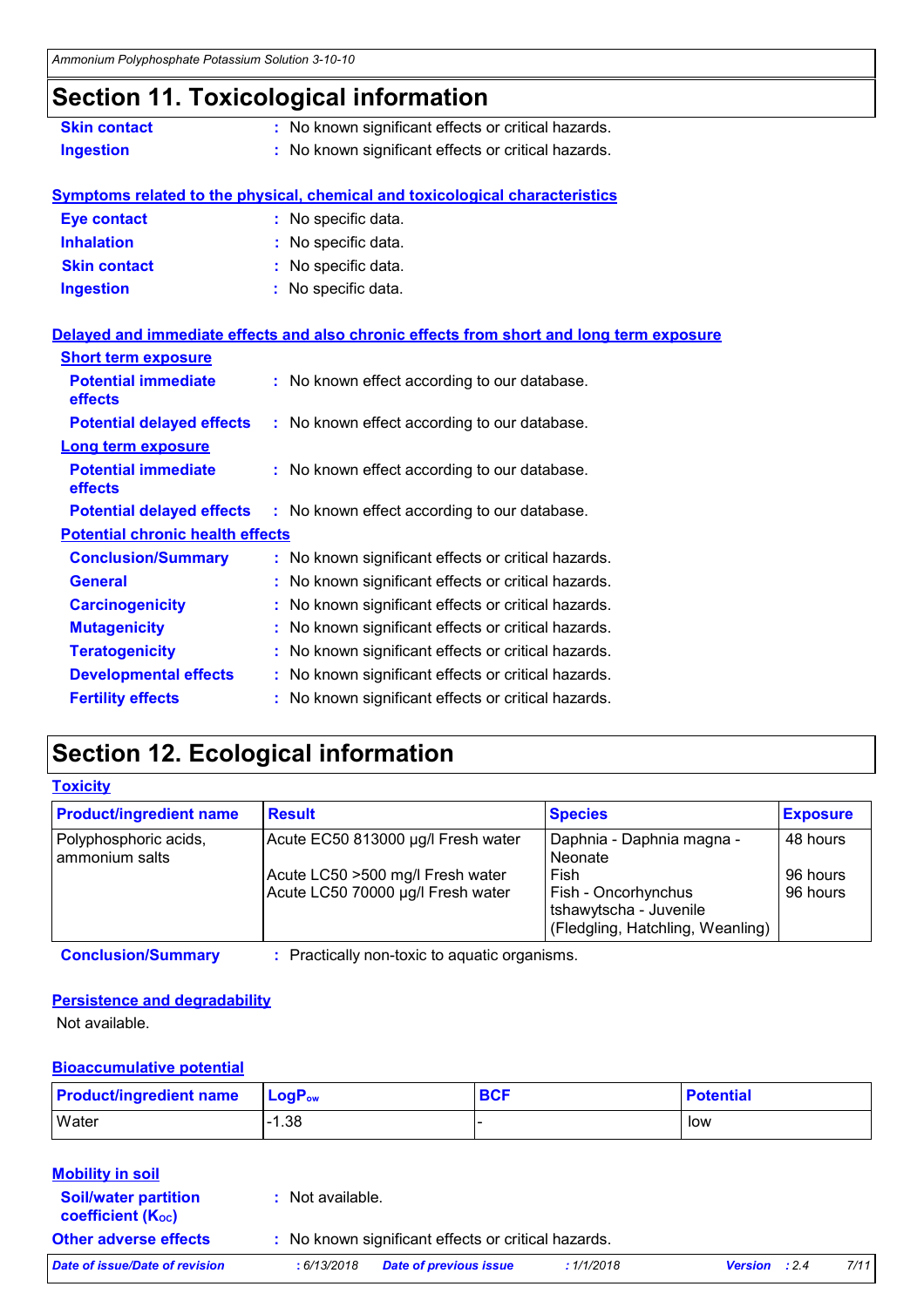## Section 11. Toxicological information

**Skin contact** : No known significant effects or critical hazards.
**Ingestion** : No known significant effects or critical hazards.

**Symptoms related to the physical, chemical and toxicological characteristics**

**Eye contact** : No specific data.
**Inhalation** : No specific data.
**Skin contact** : No specific data.
**Ingestion** : No specific data.

**Delayed and immediate effects and also chronic effects from short and long term exposure**

**Short term exposure**

**Potential immediate effects** : No known effect according to our database.
**Potential delayed effects** : No known effect according to our database.

**Long term exposure**

**Potential immediate effects** : No known effect according to our database.
**Potential delayed effects** : No known effect according to our database.

**Potential chronic health effects**

**Conclusion/Summary** : No known significant effects or critical hazards.
**General** : No known significant effects or critical hazards.
**Carcinogenicity** : No known significant effects or critical hazards.
**Mutagenicity** : No known significant effects or critical hazards.
**Teratogenicity** : No known significant effects or critical hazards.
**Developmental effects** : No known significant effects or critical hazards.
**Fertility effects** : No known significant effects or critical hazards.

## Section 12. Ecological information

**Toxicity**

| Product/ingredient name | Result | Species | Exposure |
|---|---|---|---|
| Polyphosphoric acids, ammonium salts | Acute EC50 813000 µg/l Fresh water | Daphnia - Daphnia magna - Neonate | 48 hours |
| | Acute LC50 >500 mg/l Fresh water | Fish | 96 hours |
| | Acute LC50 70000 µg/l Fresh water | Fish - Oncorhynchus tshawytscha - Juvenile (Fledgling, Hatchling, Weanling) | 96 hours |

**Conclusion/Summary** : Practically non-toxic to aquatic organisms.

**Persistence and degradability**

Not available.

**Bioaccumulative potential**

| Product/ingredient name | $LogP_{ow}$ | BCF | Potential |
|---|---|---|---|
| Water | -1.38 | - | low |

**Mobility in soil**

**Soil/water partition coefficient ($K_{OC}$)** : Not available.

**Other adverse effects** : No known significant effects or critical hazards.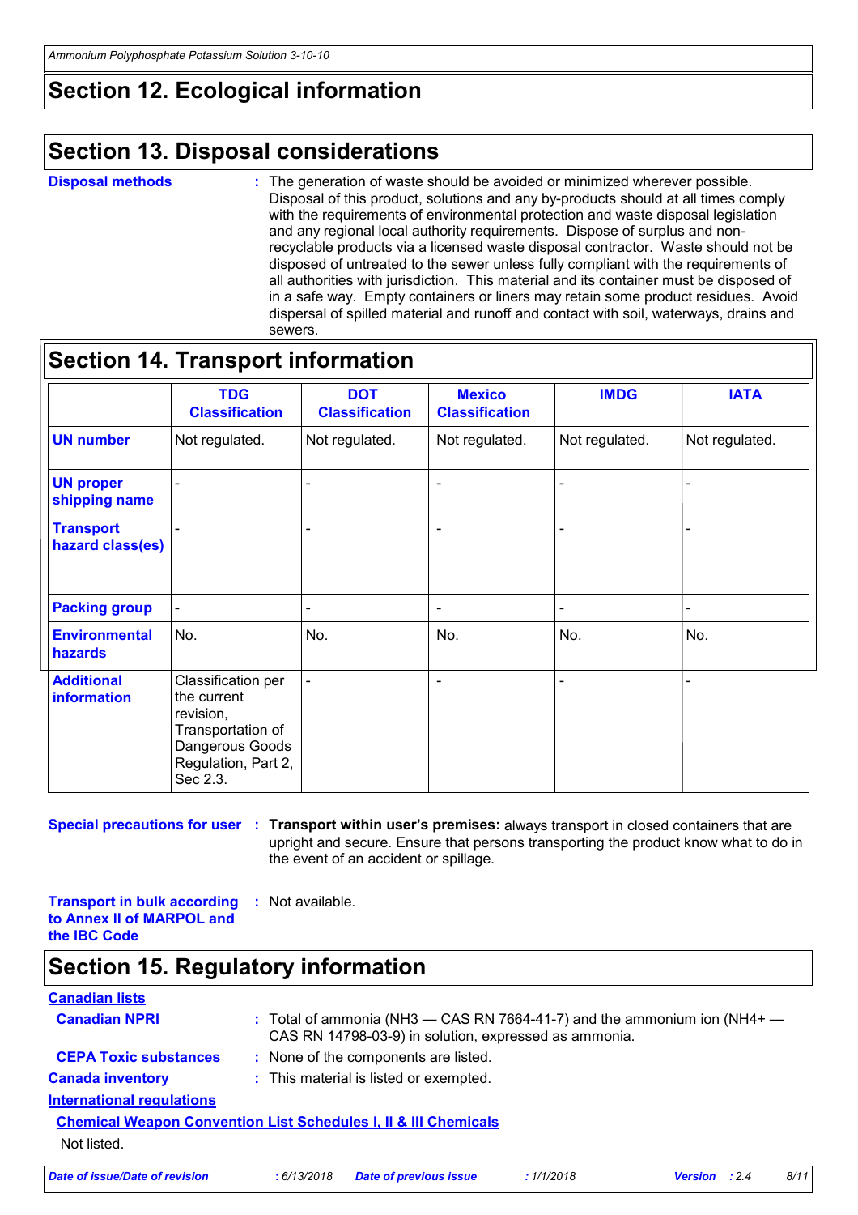## Section 12. Ecological information

## Section 13. Disposal considerations

**Disposal methods** : The generation of waste should be avoided or minimized wherever possible. Disposal of this product, solutions and any by-products should at all times comply with the requirements of environmental protection and waste disposal legislation and any regional local authority requirements. Dispose of surplus and non-recyclable products via a licensed waste disposal contractor. Waste should not be disposed of untreated to the sewer unless fully compliant with the requirements of all authorities with jurisdiction. This material and its container must be disposed of in a safe way. Empty containers or liners may retain some product residues. Avoid dispersal of spilled material and runoff and contact with soil, waterways, drains and sewers.

## Section 14. Transport information

| | TDG Classification | DOT Classification | Mexico Classification | IMDG | IATA |
|---|---|---|---|---|---|
| **UN number** | Not regulated. | Not regulated. | Not regulated. | Not regulated. | Not regulated. |
| **UN proper shipping name** | - | - | - | - | - |
| **Transport hazard class(es)** | - | - | - | - | - |
| **Packing group** | - | - | - | - | - |
| **Environmental hazards** | No. | No. | No. | No. | No. |
| **Additional information** | Classification per the current revision, Transportation of Dangerous Goods Regulation, Part 2, Sec 2.3. | - | - | - | - |

**Special precautions for user** : **Transport within user's premises:** always transport in closed containers that are upright and secure. Ensure that persons transporting the product know what to do in the event of an accident or spillage.

**Transport in bulk according to Annex II of MARPOL and the IBC Code** : Not available.

## Section 15. Regulatory information

**Canadian lists**

**Canadian NPRI** : Total of ammonia ($NH_3$ — CAS RN 7664-41-7) and the ammonium ion ($NH_4^+$ — CAS RN 14798-03-9) in solution, expressed as ammonia.

**CEPA Toxic substances** : None of the components are listed.

**Canada inventory** : This material is listed or exempted.

**International regulations**

**Chemical Weapon Convention List Schedules I, II & III Chemicals**

Not listed.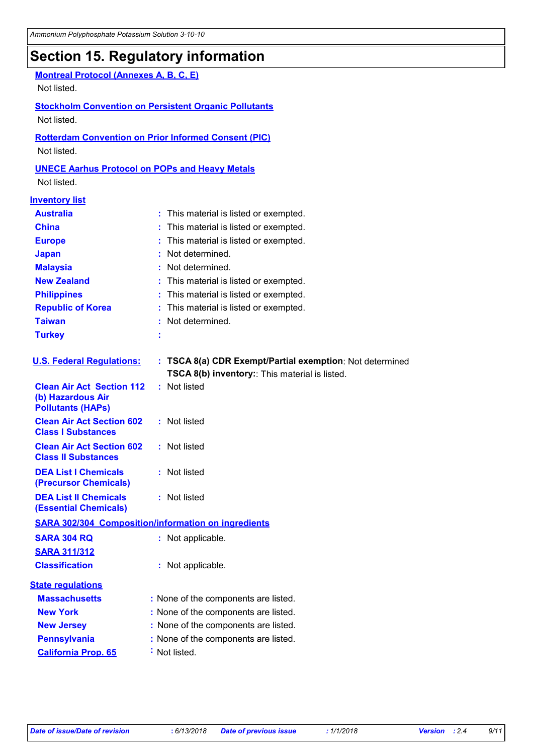# Section 15. Regulatory information

**Montreal Protocol (Annexes A, B, C, E)**

Not listed.

**Stockholm Convention on Persistent Organic Pollutants**

Not listed.

**Rotterdam Convention on Prior Informed Consent (PIC)**

Not listed.

**UNECE Aarhus Protocol on POPs and Heavy Metals**

Not listed.

**Inventory list**

| | |
|---|---|
| **Australia** | : This material is listed or exempted. |
| **China** | : This material is listed or exempted. |
| **Europe** | : This material is listed or exempted. |
| **Japan** | : Not determined. |
| **Malaysia** | : Not determined. |
| **New Zealand** | : This material is listed or exempted. |
| **Philippines** | : This material is listed or exempted. |
| **Republic of Korea** | : This material is listed or exempted. |
| **Taiwan** | : Not determined. |
| **Turkey** | : |

| | |
|---|---|
| **U.S. Federal Regulations:** | : **TSCA 8(a) CDR Exempt/Partial exemption**: Not determined<br>**TSCA 8(b) inventory:**: This material is listed. |
| **Clean Air Act Section 112 (b) Hazardous Air Pollutants (HAPs)** | : Not listed |
| **Clean Air Act Section 602 Class I Substances** | : Not listed |
| **Clean Air Act Section 602 Class II Substances** | : Not listed |
| **DEA List I Chemicals (Precursor Chemicals)** | : Not listed |
| **DEA List II Chemicals (Essential Chemicals)** | : Not listed |

**SARA 302/304 Composition/information on ingredients**

| | |
|---|---|
| **SARA 304 RQ** | : Not applicable. |

**SARA 311/312**

| | |
|---|---|
| **Classification** | : Not applicable. |

**State regulations**

| | |
|---|---|
| **Massachusetts** | : None of the components are listed. |
| **New York** | : None of the components are listed. |
| **New Jersey** | : None of the components are listed. |
| **Pennsylvania** | : None of the components are listed. |
| **California Prop. 65** | : Not listed. |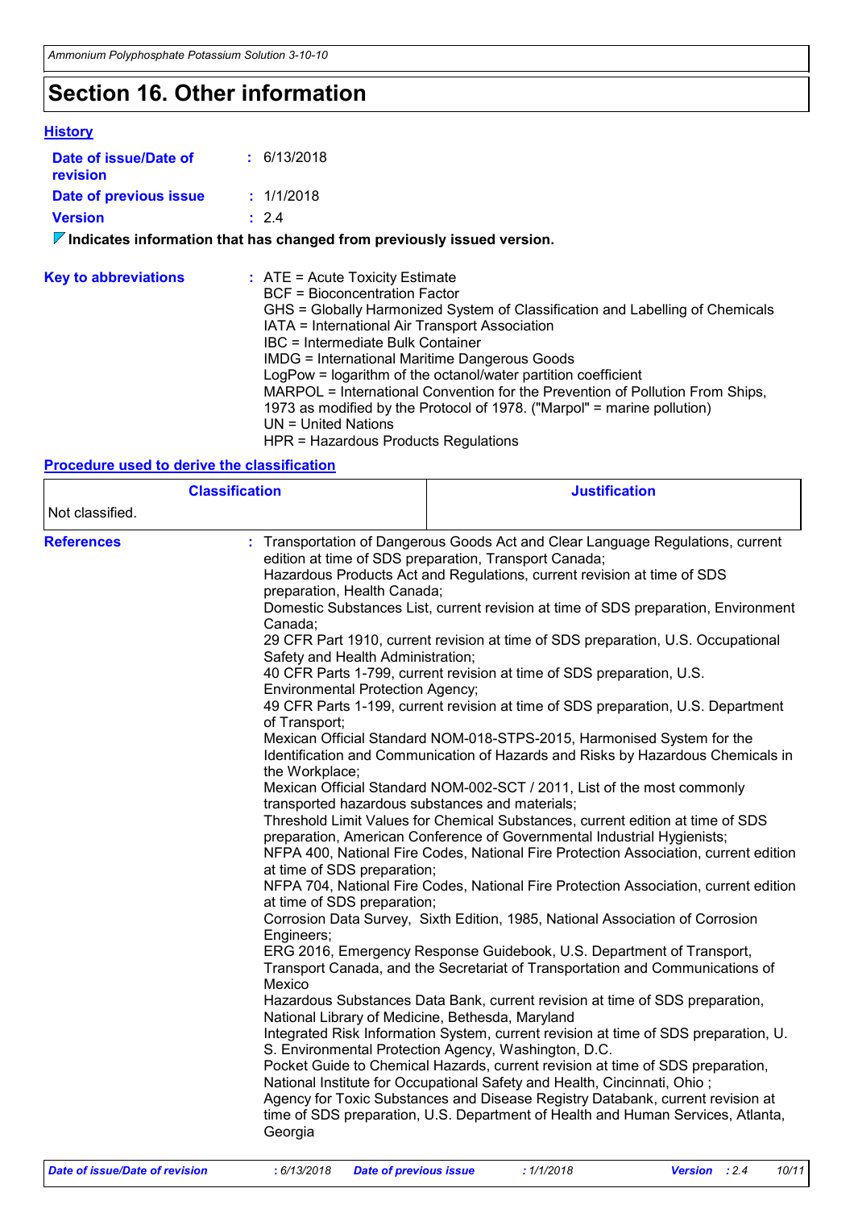## Section 16. Other information

### History

**Date of issue/Date of revision** : 6/13/2018

**Date of previous issue** : 1/1/2018

**Version** : 2.4

**Indicates information that has changed from previously issued version.**

**Key to abbreviations** :
ATE = Acute Toxicity Estimate
BCF = Bioconcentration Factor
GHS = Globally Harmonized System of Classification and Labelling of Chemicals
IATA = International Air Transport Association
IBC = Intermediate Bulk Container
IMDG = International Maritime Dangerous Goods
LogPow = logarithm of the octanol/water partition coefficient
MARPOL = International Convention for the Prevention of Pollution From Ships, 1973 as modified by the Protocol of 1978. ("Marpol" = marine pollution)
UN = United Nations
HPR = Hazardous Products Regulations

### Procedure used to derive the classification

| Classification | Justification |
| --- | --- |
| Not classified. | |

**References** :
Transportation of Dangerous Goods Act and Clear Language Regulations, current edition at time of SDS preparation, Transport Canada;
Hazardous Products Act and Regulations, current revision at time of SDS preparation, Health Canada;
Domestic Substances List, current revision at time of SDS preparation, Environment Canada;
29 CFR Part 1910, current revision at time of SDS preparation, U.S. Occupational Safety and Health Administration;
40 CFR Parts 1-799, current revision at time of SDS preparation, U.S. Environmental Protection Agency;
49 CFR Parts 1-199, current revision at time of SDS preparation, U.S. Department of Transport;
Mexican Official Standard NOM-018-STPS-2015, Harmonised System for the Identification and Communication of Hazards and Risks by Hazardous Chemicals in the Workplace;
Mexican Official Standard NOM-002-SCT / 2011, List of the most commonly transported hazardous substances and materials;
Threshold Limit Values for Chemical Substances, current edition at time of SDS preparation, American Conference of Governmental Industrial Hygienists;
NFPA 400, National Fire Codes, National Fire Protection Association, current edition at time of SDS preparation;
NFPA 704, National Fire Codes, National Fire Protection Association, current edition at time of SDS preparation;
Corrosion Data Survey, Sixth Edition, 1985, National Association of Corrosion Engineers;
ERG 2016, Emergency Response Guidebook, U.S. Department of Transport, Transport Canada, and the Secretariat of Transportation and Communications of Mexico
Hazardous Substances Data Bank, current revision at time of SDS preparation, National Library of Medicine, Bethesda, Maryland
Integrated Risk Information System, current revision at time of SDS preparation, U. S. Environmental Protection Agency, Washington, D.C.
Pocket Guide to Chemical Hazards, current revision at time of SDS preparation, National Institute for Occupational Safety and Health, Cincinnati, Ohio ;
Agency for Toxic Substances and Disease Registry Databank, current revision at time of SDS preparation, U.S. Department of Health and Human Services, Atlanta, Georgia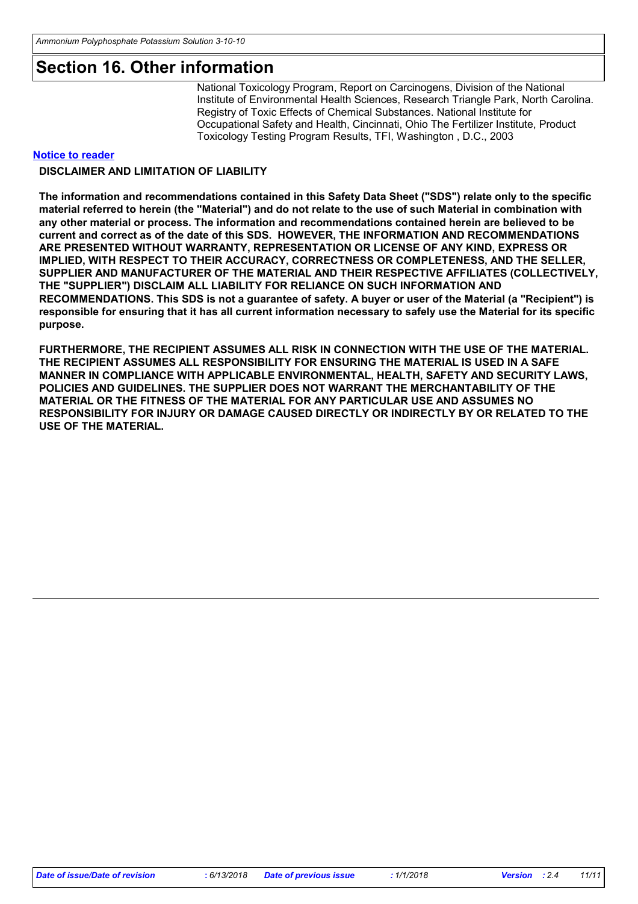# Section 16. Other information

National Toxicology Program, Report on Carcinogens, Division of the National Institute of Environmental Health Sciences, Research Triangle Park, North Carolina. Registry of Toxic Effects of Chemical Substances. National Institute for Occupational Safety and Health, Cincinnati, Ohio The Fertilizer Institute, Product Toxicology Testing Program Results, TFI, Washington , D.C., 2003

**Notice to reader**

**DISCLAIMER AND LIMITATION OF LIABILITY**

**The information and recommendations contained in this Safety Data Sheet ("SDS") relate only to the specific material referred to herein (the "Material") and do not relate to the use of such Material in combination with any other material or process. The information and recommendations contained herein are believed to be current and correct as of the date of this SDS. HOWEVER, THE INFORMATION AND RECOMMENDATIONS ARE PRESENTED WITHOUT WARRANTY, REPRESENTATION OR LICENSE OF ANY KIND, EXPRESS OR IMPLIED, WITH RESPECT TO THEIR ACCURACY, CORRECTNESS OR COMPLETENESS, AND THE SELLER, SUPPLIER AND MANUFACTURER OF THE MATERIAL AND THEIR RESPECTIVE AFFILIATES (COLLECTIVELY, THE "SUPPLIER") DISCLAIM ALL LIABILITY FOR RELIANCE ON SUCH INFORMATION AND RECOMMENDATIONS. This SDS is not a guarantee of safety. A buyer or user of the Material (a "Recipient") is responsible for ensuring that it has all current information necessary to safely use the Material for its specific purpose.**

**FURTHERMORE, THE RECIPIENT ASSUMES ALL RISK IN CONNECTION WITH THE USE OF THE MATERIAL. THE RECIPIENT ASSUMES ALL RESPONSIBILITY FOR ENSURING THE MATERIAL IS USED IN A SAFE MANNER IN COMPLIANCE WITH APPLICABLE ENVIRONMENTAL, HEALTH, SAFETY AND SECURITY LAWS, POLICIES AND GUIDELINES. THE SUPPLIER DOES NOT WARRANT THE MERCHANTABILITY OF THE MATERIAL OR THE FITNESS OF THE MATERIAL FOR ANY PARTICULAR USE AND ASSUMES NO RESPONSIBILITY FOR INJURY OR DAMAGE CAUSED DIRECTLY OR INDIRECTLY BY OR RELATED TO THE USE OF THE MATERIAL.**